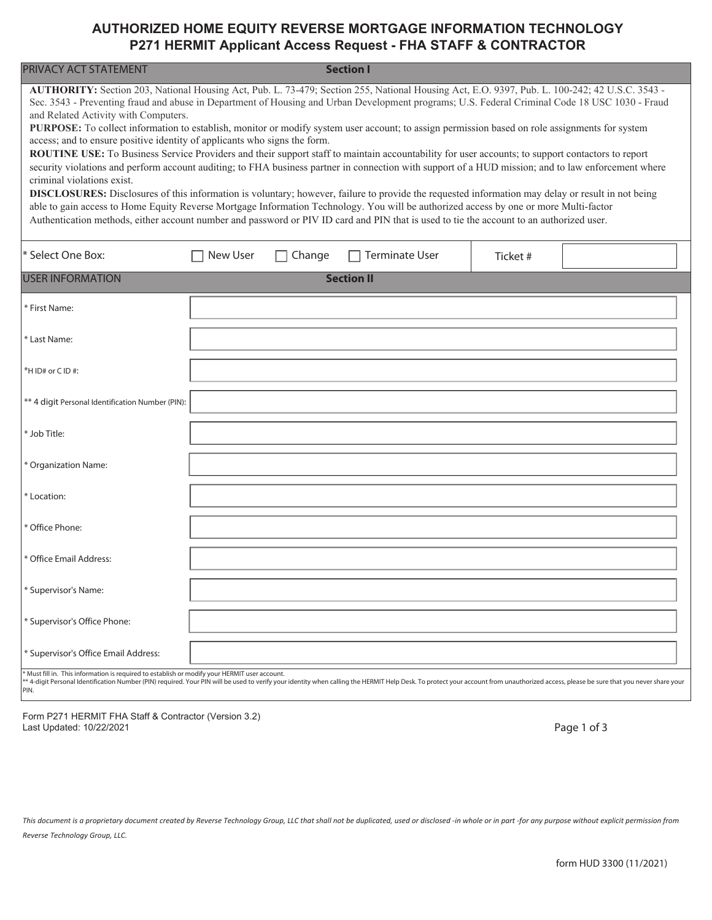# AUTHORIZED HOME EQUITY REVERSE MORTGAGE INFORMATION TECHNOLOGY
## P271 HERMIT Applicant Access Request - FHA STAFF & CONTRACTOR

| PRIVACY ACT STATEMENT | Section I |
|---|---|

**AUTHORITY:** Section 203, National Housing Act, Pub. L. 73-479; Section 255, National Housing Act, E.O. 9397, Pub. L. 100-242; 42 U.S.C. 3543 - Sec. 3543 - Preventing fraud and abuse in Department of Housing and Urban Development programs; U.S. Federal Criminal Code 18 USC 1030 - Fraud and Related Activity with Computers.

**PURPOSE:** To collect information to establish, monitor or modify system user account; to assign permission based on role assignments for system access; and to ensure positive identity of applicants who signs the form.

**ROUTINE USE:** To Business Service Providers and their support staff to maintain accountability for user accounts; to support contactors to report security violations and perform account auditing; to FHA business partner in connection with support of a HUD mission; and to law enforcement where criminal violations exist.

**DISCLOSURES:** Disclosures of this information is voluntary; however, failure to provide the requested information may delay or result in not being able to gain access to Home Equity Reverse Mortgage Information Technology. You will be authorized access by one or more Multi-factor Authentication methods, either account number and password or PIV ID card and PIN that is used to tie the account to an authorized user.

| * Select One Box: | ☐ New User ☐ Change ☐ Terminate User | Ticket # | |
|---|---|---|---|

| USER INFORMATION | Section II |
|---|---|
| * First Name: | |
| * Last Name: | |
| *H ID# or C ID #: | |
| ** 4 digit Personal Identification Number (PIN): | |
| * Job Title: | |
| * Organization Name: | |
| * Location: | |
| * Office Phone: | |
| * Office Email Address: | |
| * Supervisor's Name: | |
| * Supervisor's Office Phone: | |
| * Supervisor's Office Email Address: | |

\* Must fill in. This information is required to establish or modify your HERMIT user account.
\*\* 4-digit Personal Identification Number (PIN) required. Your PIN will be used to verify your identity when calling the HERMIT Help Desk. To protect your account from unauthorized access, please be sure that you never share your PIN.

Form P271 HERMIT FHA Staff & Contractor (Version 3.2)
Last Updated: 10/22/2021

*This document is a proprietary document created by Reverse Technology Group, LLC that shall not be duplicated, used or disclosed -in whole or in part -for any purpose without explicit permission from Reverse Technology Group, LLC.*

form HUD 3300 (11/2021)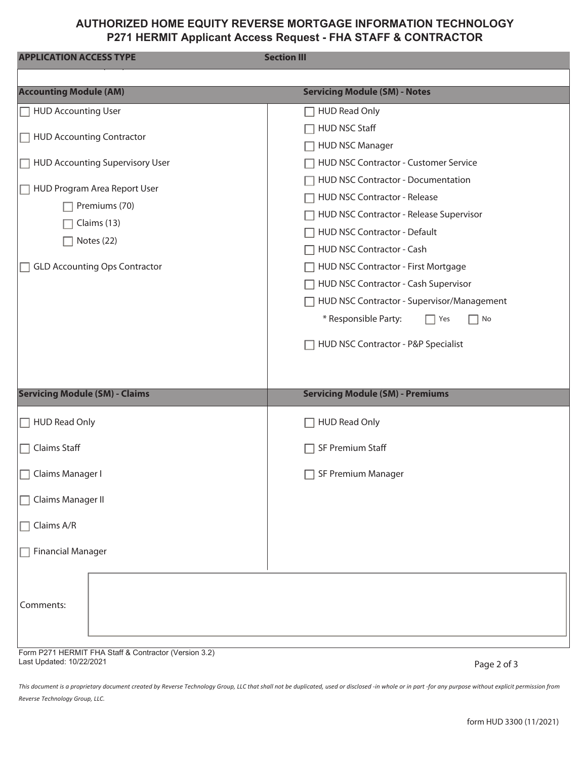# AUTHORIZED HOME EQUITY REVERSE MORTGAGE INFORMATION TECHNOLOGY
## P271 HERMIT Applicant Access Request - FHA STAFF & CONTRACTOR

**APPLICATION ACCESS TYPE** — **Section III**

### Accounting Module (AM)

- ☐ HUD Accounting User
- ☐ HUD Accounting Contractor
- ☐ HUD Accounting Supervisory User
- ☐ HUD Program Area Report User
  - ☐ Premiums (70)
  - ☐ Claims (13)
  - ☐ Notes (22)
- ☐ GLD Accounting Ops Contractor

### Servicing Module (SM) - Notes

- ☐ HUD Read Only
- ☐ HUD NSC Staff
- ☐ HUD NSC Manager
- ☐ HUD NSC Contractor - Customer Service
- ☐ HUD NSC Contractor - Documentation
- ☐ HUD NSC Contractor - Release
- ☐ HUD NSC Contractor - Release Supervisor
- ☐ HUD NSC Contractor - Default
- ☐ HUD NSC Contractor - Cash
- ☐ HUD NSC Contractor - First Mortgage
- ☐ HUD NSC Contractor - Cash Supervisor
- ☐ HUD NSC Contractor - Supervisor/Management
  - * Responsible Party: ☐ Yes ☐ No
- ☐ HUD NSC Contractor - P&P Specialist

### Servicing Module (SM) - Claims

- ☐ HUD Read Only
- ☐ Claims Staff
- ☐ Claims Manager I
- ☐ Claims Manager II
- ☐ Claims A/R
- ☐ Financial Manager

### Servicing Module (SM) - Premiums

- ☐ HUD Read Only
- ☐ SF Premium Staff
- ☐ SF Premium Manager

Comments:

Form P271 HERMIT FHA Staff & Contractor (Version 3.2)
Last Updated: 10/22/2021

*This document is a proprietary document created by Reverse Technology Group, LLC that shall not be duplicated, used or disclosed -in whole or in part -for any purpose without explicit permission from Reverse Technology Group, LLC.*

form HUD 3300 (11/2021)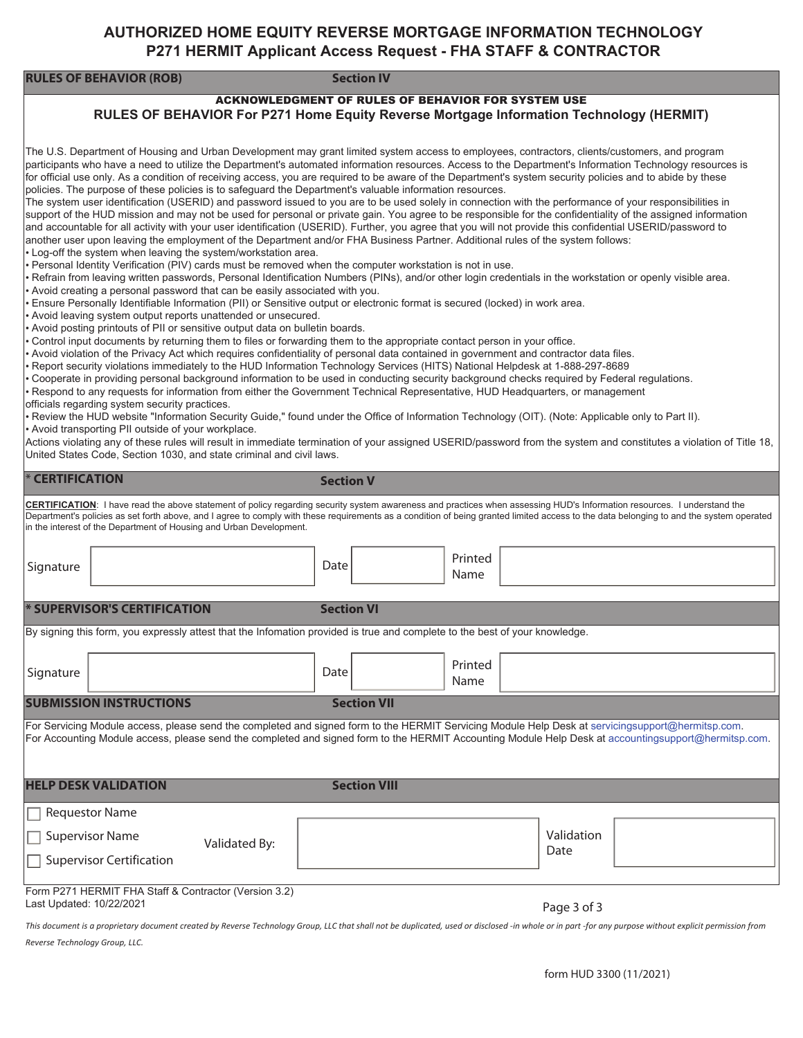# AUTHORIZED HOME EQUITY REVERSE MORTGAGE INFORMATION TECHNOLOGY
## P271 HERMIT Applicant Access Request - FHA STAFF & CONTRACTOR

## RULES OF BEHAVIOR (ROB) — Section IV

**ACKNOWLEDGMENT OF RULES OF BEHAVIOR FOR SYSTEM USE**

**RULES OF BEHAVIOR For P271 Home Equity Reverse Mortgage Information Technology (HERMIT)**

The U.S. Department of Housing and Urban Development may grant limited system access to employees, contractors, clients/customers, and program participants who have a need to utilize the Department's automated information resources. Access to the Department's Information Technology resources is for official use only. As a condition of receiving access, you are required to be aware of the Department's system security policies and to abide by these policies. The purpose of these policies is to safeguard the Department's valuable information resources.

The system user identification (USERID) and password issued to you are to be used solely in connection with the performance of your responsibilities in support of the HUD mission and may not be used for personal or private gain. You agree to be responsible for the confidentiality of the assigned information and accountable for all activity with your user identification (USERID). Further, you agree that you will not provide this confidential USERID/password to another user upon leaving the employment of the Department and/or FHA Business Partner. Additional rules of the system follows:

- Log-off the system when leaving the system/workstation area.
- Personal Identity Verification (PIV) cards must be removed when the computer workstation is not in use.
- Refrain from leaving written passwords, Personal Identification Numbers (PINs), and/or other login credentials in the workstation or openly visible area.
- Avoid creating a personal password that can be easily associated with you.
- Ensure Personally Identifiable Information (PII) or Sensitive output or electronic format is secured (locked) in work area.
- Avoid leaving system output reports unattended or unsecured.
- Avoid posting printouts of PII or sensitive output data on bulletin boards.
- Control input documents by returning them to files or forwarding them to the appropriate contact person in your office.
- Avoid violation of the Privacy Act which requires confidentiality of personal data contained in government and contractor data files.
- Report security violations immediately to the HUD Information Technology Services (HITS) National Helpdesk at 1-888-297-8689
- Cooperate in providing personal background information to be used in conducting security background checks required by Federal regulations.
- Respond to any requests for information from either the Government Technical Representative, HUD Headquarters, or management officials regarding system security practices.
- Review the HUD website "Information Security Guide," found under the Office of Information Technology (OIT). (Note: Applicable only to Part II).
- Avoid transporting PII outside of your workplace.

Actions violating any of these rules will result in immediate termination of your assigned USERID/password from the system and constitutes a violation of Title 18, United States Code, Section 1030, and state criminal and civil laws.

## * CERTIFICATION — Section V

**CERTIFICATION**: I have read the above statement of policy regarding security system awareness and practices when assessing HUD's Information resources. I understand the Department's policies as set forth above, and I agree to comply with these requirements as a condition of being granted limited access to the data belonging to and the system operated in the interest of the Department of Housing and Urban Development.

| | | | | | |
|---|---|---|---|---|---|
| Signature | | Date | | Printed Name | |

## * SUPERVISOR'S CERTIFICATION — Section VI

By signing this form, you expressly attest that the Infomation provided is true and complete to the best of your knowledge.

| | | | | | |
|---|---|---|---|---|---|
| Signature | | Date | | Printed Name | |

## SUBMISSION INSTRUCTIONS — Section VII

For Servicing Module access, please send the completed and signed form to the HERMIT Servicing Module Help Desk at servicingsupport@hermitsp.com.
For Accounting Module access, please send the completed and signed form to the HERMIT Accounting Module Help Desk at accountingsupport@hermitsp.com.

## HELP DESK VALIDATION — Section VIII

- ☐ Requestor Name
- ☐ Supervisor Name
- ☐ Supervisor Certification

Validated By: ____________ Validation Date: ____________

Form P271 HERMIT FHA Staff & Contractor (Version 3.2)
Last Updated: 10/22/2021

*This document is a proprietary document created by Reverse Technology Group, LLC that shall not be duplicated, used or disclosed -in whole or in part -for any purpose without explicit permission from Reverse Technology Group, LLC.*

form HUD 3300 (11/2021)